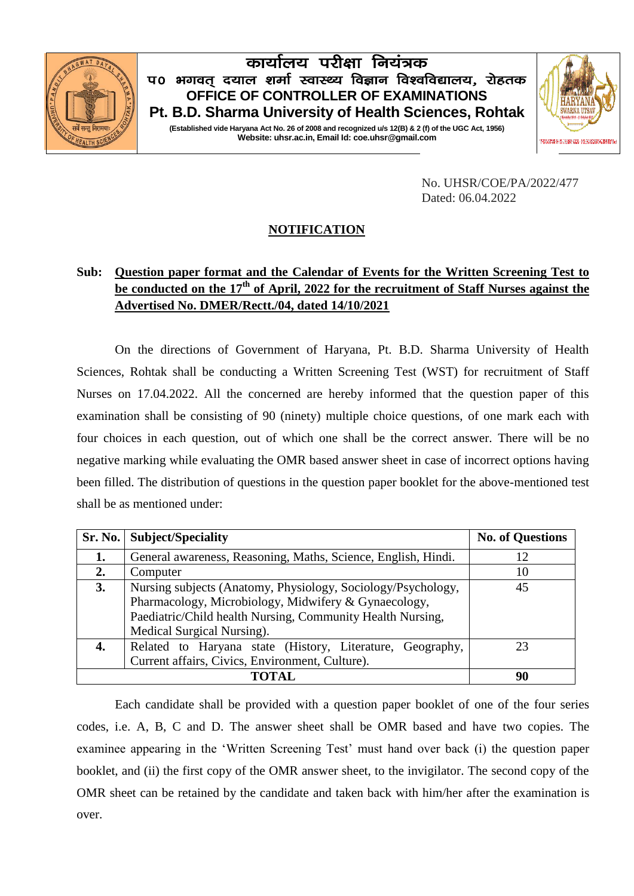# कार्यालय परीक्षा नियंत्रक

## प0 भगवत् दयाल शर्मा स्वास्थ्य विज्ञान विश्वविद्यालय, रोहतक

## OFFICE OF CONTROLLER OF EXAMINATIONS

## Pt. B.D. Sharma University of Health Sciences, Rohtak

**(Established vide Haryana Act No. 26 of 2008 and recognized u/s 12(B) & 2 (f) of the UGC Act, 1956)**
**Website: uhsr.ac.in, Email Id: coe.uhsr@gmail.com**

No. UHSR/COE/PA/2022/477
Dated: 06.04.2022

**NOTIFICATION**

**Sub: Question paper format and the Calendar of Events for the Written Screening Test to be conducted on the 17th of April, 2022 for the recruitment of Staff Nurses against the Advertised No. DMER/Rectt./04, dated 14/10/2021**

On the directions of Government of Haryana, Pt. B.D. Sharma University of Health Sciences, Rohtak shall be conducting a Written Screening Test (WST) for recruitment of Staff Nurses on 17.04.2022. All the concerned are hereby informed that the question paper of this examination shall be consisting of 90 (ninety) multiple choice questions, of one mark each with four choices in each question, out of which one shall be the correct answer. There will be no negative marking while evaluating the OMR based answer sheet in case of incorrect options having been filled. The distribution of questions in the question paper booklet for the above-mentioned test shall be as mentioned under:

| Sr. No. | Subject/Speciality | No. of Questions |
|---|---|---|
| **1.** | General awareness, Reasoning, Maths, Science, English, Hindi. | 12 |
| **2.** | Computer | 10 |
| **3.** | Nursing subjects (Anatomy, Physiology, Sociology/Psychology, Pharmacology, Microbiology, Midwifery & Gynaecology, Paediatric/Child health Nursing, Community Health Nursing, Medical Surgical Nursing). | 45 |
| **4.** | Related to Haryana state (History, Literature, Geography, Current affairs, Civics, Environment, Culture). | 23 |
| **TOTAL** | | **90** |

Each candidate shall be provided with a question paper booklet of one of the four series codes, i.e. A, B, C and D. The answer sheet shall be OMR based and have two copies. The examinee appearing in the 'Written Screening Test' must hand over back (i) the question paper booklet, and (ii) the first copy of the OMR answer sheet, to the invigilator. The second copy of the OMR sheet can be retained by the candidate and taken back with him/her after the examination is over.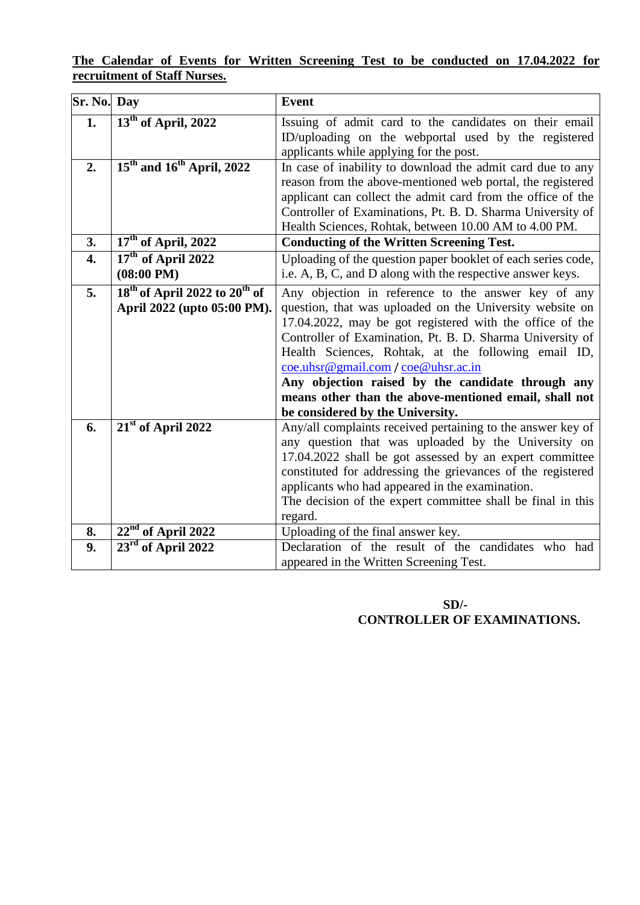**<u>The Calendar of Events for Written Screening Test to be conducted on 17.04.2022 for recruitment of Staff Nurses.</u>**

| Sr. No. | Day | Event |
|---|---|---|
| **1.** | **13th of April, 2022** | Issuing of admit card to the candidates on their email ID/uploading on the webportal used by the registered applicants while applying for the post. |
| **2.** | **15th and 16th April, 2022** | In case of inability to download the admit card due to any reason from the above-mentioned web portal, the registered applicant can collect the admit card from the office of the Controller of Examinations, Pt. B. D. Sharma University of Health Sciences, Rohtak, between 10.00 AM to 4.00 PM. |
| **3.** | **17th of April, 2022** | **Conducting of the Written Screening Test.** |
| **4.** | **17th of April 2022 (08:00 PM)** | Uploading of the question paper booklet of each series code, i.e. A, B, C, and D along with the respective answer keys. |
| **5.** | **18th of April 2022 to 20th of April 2022 (upto 05:00 PM).** | Any objection in reference to the answer key of any question, that was uploaded on the University website on 17.04.2022, may be got registered with the office of the Controller of Examination, Pt. B. D. Sharma University of Health Sciences, Rohtak, at the following email ID, coe.uhsr@gmail.com / coe@uhsr.ac.in **Any objection raised by the candidate through any means other than the above-mentioned email, shall not be considered by the University.** |
| **6.** | **21st of April 2022** | Any/all complaints received pertaining to the answer key of any question that was uploaded by the University on 17.04.2022 shall be got assessed by an expert committee constituted for addressing the grievances of the registered applicants who had appeared in the examination. The decision of the expert committee shall be final in this regard. |
| **8.** | **22nd of April 2022** | Uploading of the final answer key. |
| **9.** | **23rd of April 2022** | Declaration of the result of the candidates who had appeared in the Written Screening Test. |

**SD/-**
**CONTROLLER OF EXAMINATIONS.**